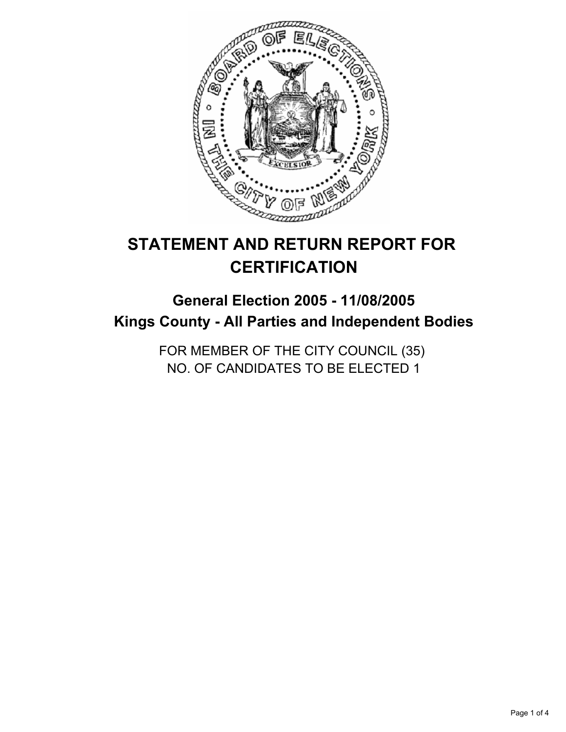# STATEMENT AND RETURN REPORT FOR CERTIFICATION

## General Election 2005 - 11/08/2005
## Kings County - All Parties and Independent Bodies

FOR MEMBER OF THE CITY COUNCIL (35)
NO. OF CANDIDATES TO BE ELECTED 1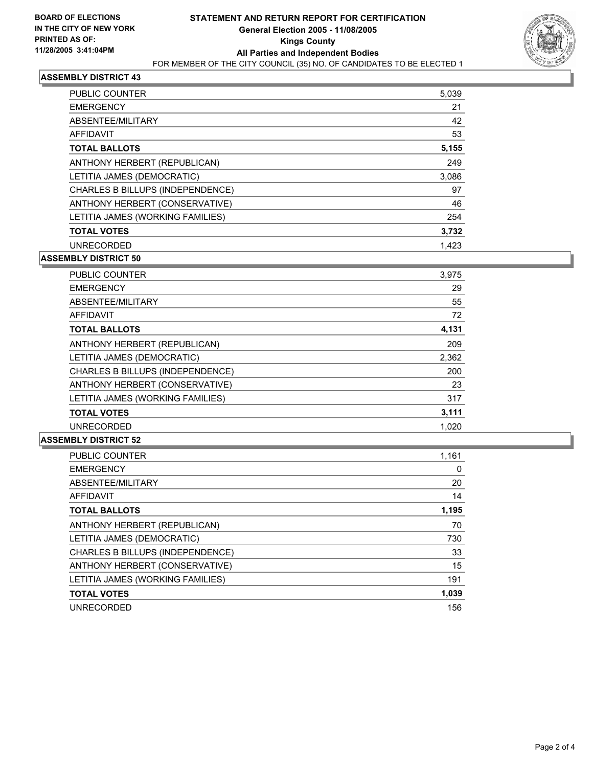**BOARD OF ELECTIONS IN THE CITY OF NEW YORK**
**PRINTED AS OF: 11/28/2005 3:41:04PM**

# STATEMENT AND RETURN REPORT FOR CERTIFICATION
## General Election 2005 - 11/08/2005
## Kings County
## All Parties and Independent Bodies

FOR MEMBER OF THE CITY COUNCIL (35) NO. OF CANDIDATES TO BE ELECTED 1

### ASSEMBLY DISTRICT 43

| | |
|---|---|
| PUBLIC COUNTER | 5,039 |
| EMERGENCY | 21 |
| ABSENTEE/MILITARY | 42 |
| AFFIDAVIT | 53 |
| **TOTAL BALLOTS** | **5,155** |
| ANTHONY HERBERT (REPUBLICAN) | 249 |
| LETITIA JAMES (DEMOCRATIC) | 3,086 |
| CHARLES B BILLUPS (INDEPENDENCE) | 97 |
| ANTHONY HERBERT (CONSERVATIVE) | 46 |
| LETITIA JAMES (WORKING FAMILIES) | 254 |
| **TOTAL VOTES** | **3,732** |
| UNRECORDED | 1,423 |

### ASSEMBLY DISTRICT 50

| | |
|---|---|
| PUBLIC COUNTER | 3,975 |
| EMERGENCY | 29 |
| ABSENTEE/MILITARY | 55 |
| AFFIDAVIT | 72 |
| **TOTAL BALLOTS** | **4,131** |
| ANTHONY HERBERT (REPUBLICAN) | 209 |
| LETITIA JAMES (DEMOCRATIC) | 2,362 |
| CHARLES B BILLUPS (INDEPENDENCE) | 200 |
| ANTHONY HERBERT (CONSERVATIVE) | 23 |
| LETITIA JAMES (WORKING FAMILIES) | 317 |
| **TOTAL VOTES** | **3,111** |
| UNRECORDED | 1,020 |

### ASSEMBLY DISTRICT 52

| | |
|---|---|
| PUBLIC COUNTER | 1,161 |
| EMERGENCY | 0 |
| ABSENTEE/MILITARY | 20 |
| AFFIDAVIT | 14 |
| **TOTAL BALLOTS** | **1,195** |
| ANTHONY HERBERT (REPUBLICAN) | 70 |
| LETITIA JAMES (DEMOCRATIC) | 730 |
| CHARLES B BILLUPS (INDEPENDENCE) | 33 |
| ANTHONY HERBERT (CONSERVATIVE) | 15 |
| LETITIA JAMES (WORKING FAMILIES) | 191 |
| **TOTAL VOTES** | **1,039** |
| UNRECORDED | 156 |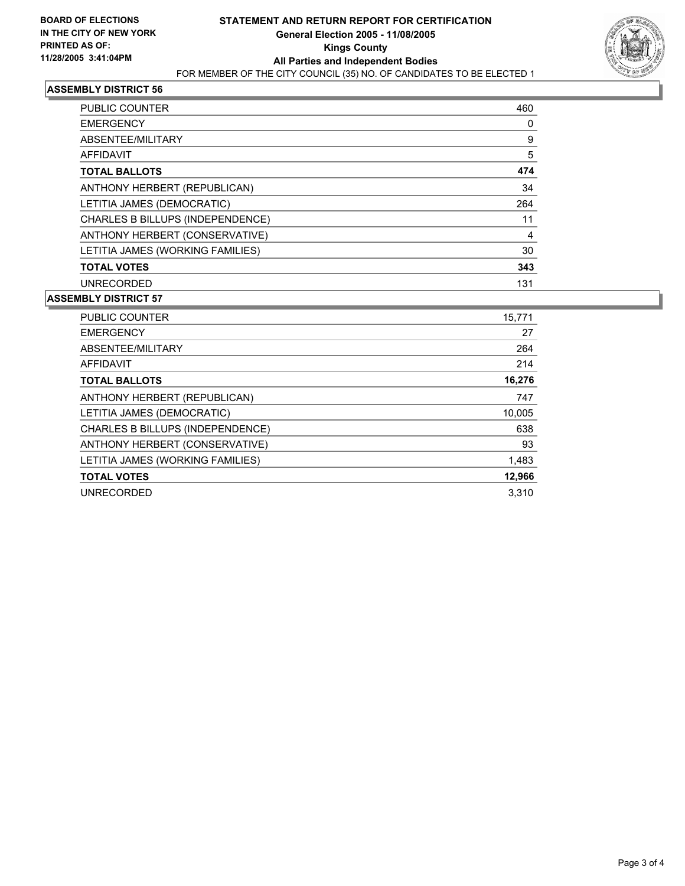**BOARD OF ELECTIONS IN THE CITY OF NEW YORK PRINTED AS OF: 11/28/2005 3:41:04PM**

# STATEMENT AND RETURN REPORT FOR CERTIFICATION

**General Election 2005 - 11/08/2005**

**Kings County**

**All Parties and Independent Bodies**

FOR MEMBER OF THE CITY COUNCIL (35) NO. OF CANDIDATES TO BE ELECTED 1

## ASSEMBLY DISTRICT 56

| | |
|---|---|
| PUBLIC COUNTER | 460 |
| EMERGENCY | 0 |
| ABSENTEE/MILITARY | 9 |
| AFFIDAVIT | 5 |
| **TOTAL BALLOTS** | **474** |
| ANTHONY HERBERT (REPUBLICAN) | 34 |
| LETITIA JAMES (DEMOCRATIC) | 264 |
| CHARLES B BILLUPS (INDEPENDENCE) | 11 |
| ANTHONY HERBERT (CONSERVATIVE) | 4 |
| LETITIA JAMES (WORKING FAMILIES) | 30 |
| **TOTAL VOTES** | **343** |
| UNRECORDED | 131 |

## ASSEMBLY DISTRICT 57

| | |
|---|---|
| PUBLIC COUNTER | 15,771 |
| EMERGENCY | 27 |
| ABSENTEE/MILITARY | 264 |
| AFFIDAVIT | 214 |
| **TOTAL BALLOTS** | **16,276** |
| ANTHONY HERBERT (REPUBLICAN) | 747 |
| LETITIA JAMES (DEMOCRATIC) | 10,005 |
| CHARLES B BILLUPS (INDEPENDENCE) | 638 |
| ANTHONY HERBERT (CONSERVATIVE) | 93 |
| LETITIA JAMES (WORKING FAMILIES) | 1,483 |
| **TOTAL VOTES** | **12,966** |
| UNRECORDED | 3,310 |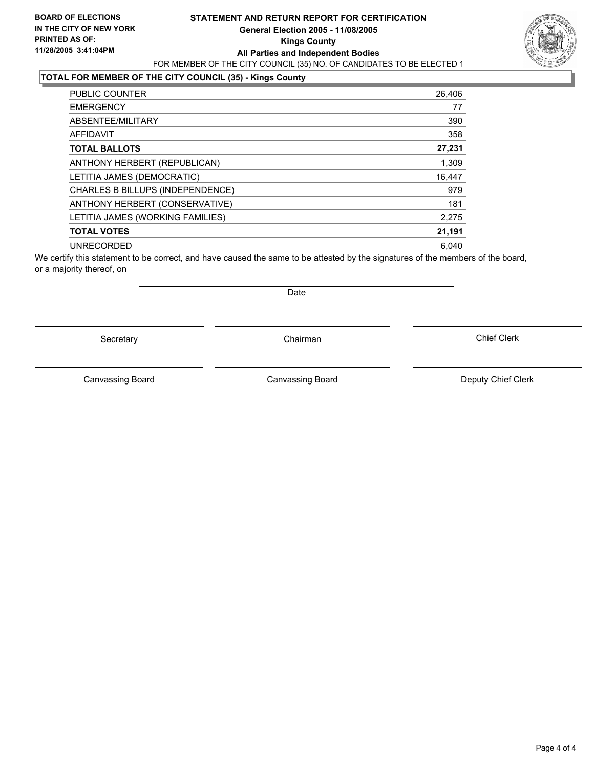**BOARD OF ELECTIONS IN THE CITY OF NEW YORK PRINTED AS OF: 11/28/2005 3:41:04PM**

**STATEMENT AND RETURN REPORT FOR CERTIFICATION**
**General Election 2005 - 11/08/2005**
**Kings County**
**All Parties and Independent Bodies**
FOR MEMBER OF THE CITY COUNCIL (35) NO. OF CANDIDATES TO BE ELECTED 1

**TOTAL FOR MEMBER OF THE CITY COUNCIL (35) - Kings County**

| | |
|---|---|
| PUBLIC COUNTER | 26,406 |
| EMERGENCY | 77 |
| ABSENTEE/MILITARY | 390 |
| AFFIDAVIT | 358 |
| **TOTAL BALLOTS** | **27,231** |
| ANTHONY HERBERT (REPUBLICAN) | 1,309 |
| LETITIA JAMES (DEMOCRATIC) | 16,447 |
| CHARLES B BILLUPS (INDEPENDENCE) | 979 |
| ANTHONY HERBERT (CONSERVATIVE) | 181 |
| LETITIA JAMES (WORKING FAMILIES) | 2,275 |
| **TOTAL VOTES** | **21,191** |
| UNRECORDED | 6,040 |

We certify this statement to be correct, and have caused the same to be attested by the signatures of the members of the board, or a majority thereof, on

Date

Secretary | Chairman | Chief Clerk

Canvassing Board | Canvassing Board | Deputy Chief Clerk